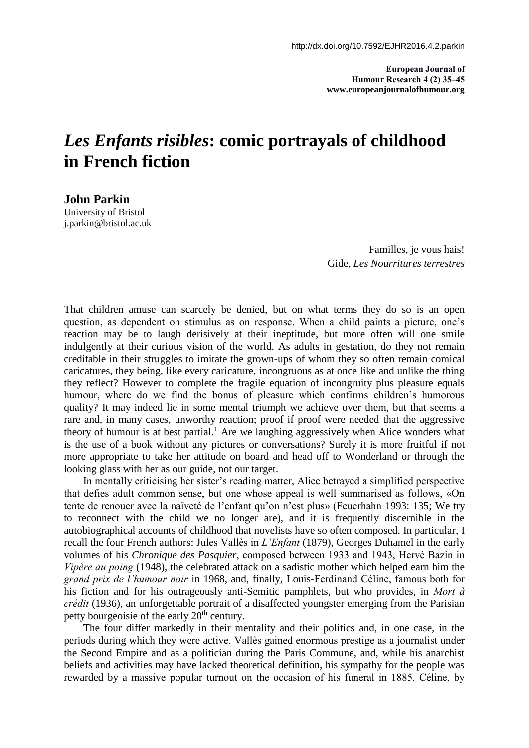# *Les Enfants risibles*: comic portrayals of childhood in French fiction

**John Parkin**
University of Bristol
j.parkin@bristol.ac.uk

> Familles, je vous hais!
> Gide, *Les Nourritures terrestres*

That children amuse can scarcely be denied, but on what terms they do so is an open question, as dependent on stimulus as on response. When a child paints a picture, one's reaction may be to laugh derisively at their ineptitude, but more often will one smile indulgently at their curious vision of the world. As adults in gestation, do they not remain creditable in their struggles to imitate the grown-ups of whom they so often remain comical caricatures, they being, like every caricature, incongruous as at once like and unlike the thing they reflect? However to complete the fragile equation of incongruity plus pleasure equals humour, where do we find the bonus of pleasure which confirms children's humorous quality? It may indeed lie in some mental triumph we achieve over them, but that seems a rare and, in many cases, unworthy reaction; proof if proof were needed that the aggressive theory of humour is at best partial.[1] Are we laughing aggressively when Alice wonders what is the use of a book without any pictures or conversations? Surely it is more fruitful if not more appropriate to take her attitude on board and head off to Wonderland or through the looking glass with her as our guide, not our target.

In mentally criticising her sister's reading matter, Alice betrayed a simplified perspective that defies adult common sense, but one whose appeal is well summarised as follows, «On tente de renouer avec la naïveté de l'enfant qu'on n'est plus» (Feuerhahn 1993: 135; We try to reconnect with the child we no longer are), and it is frequently discernible in the autobiographical accounts of childhood that novelists have so often composed. In particular, I recall the four French authors: Jules Vallès in *L'Enfant* (1879), Georges Duhamel in the early volumes of his *Chronique des Pasquier*, composed between 1933 and 1943, Hervé Bazin in *Vipère au poing* (1948), the celebrated attack on a sadistic mother which helped earn him the *grand prix de l'humour noir* in 1968, and, finally, Louis-Ferdinand Céline, famous both for his fiction and for his outrageously anti-Semitic pamphlets, but who provides, in *Mort à crédit* (1936), an unforgettable portrait of a disaffected youngster emerging from the Parisian petty bourgeoisie of the early 20th century.

The four differ markedly in their mentality and their politics and, in one case, in the periods during which they were active. Vallès gained enormous prestige as a journalist under the Second Empire and as a politician during the Paris Commune, and, while his anarchist beliefs and activities may have lacked theoretical definition, his sympathy for the people was rewarded by a massive popular turnout on the occasion of his funeral in 1885. Céline, by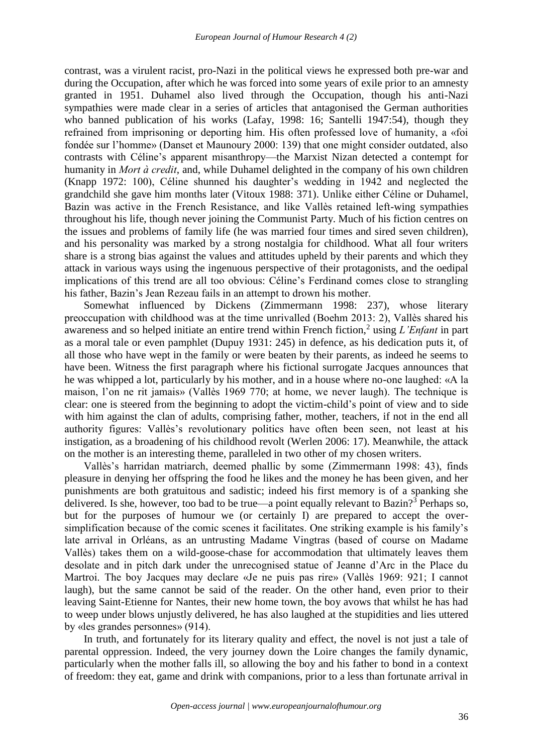contrast, was a virulent racist, pro-Nazi in the political views he expressed both pre-war and during the Occupation, after which he was forced into some years of exile prior to an amnesty granted in 1951. Duhamel also lived through the Occupation, though his anti-Nazi sympathies were made clear in a series of articles that antagonised the German authorities who banned publication of his works (Lafay, 1998: 16; Santelli 1947:54), though they refrained from imprisoning or deporting him. His often professed love of humanity, a «foi fondée sur l'homme» (Danset et Maunoury 2000: 139) that one might consider outdated, also contrasts with Céline's apparent misanthropy—the Marxist Nizan detected a contempt for humanity in *Mort à credit*, and, while Duhamel delighted in the company of his own children (Knapp 1972: 100), Céline shunned his daughter's wedding in 1942 and neglected the grandchild she gave him months later (Vitoux 1988: 371). Unlike either Céline or Duhamel, Bazin was active in the French Resistance, and like Vallès retained left-wing sympathies throughout his life, though never joining the Communist Party. Much of his fiction centres on the issues and problems of family life (he was married four times and sired seven children), and his personality was marked by a strong nostalgia for childhood. What all four writers share is a strong bias against the values and attitudes upheld by their parents and which they attack in various ways using the ingenuous perspective of their protagonists, and the oedipal implications of this trend are all too obvious: Céline's Ferdinand comes close to strangling his father, Bazin's Jean Rezeau fails in an attempt to drown his mother.

Somewhat influenced by Dickens (Zimmermann 1998: 237), whose literary preoccupation with childhood was at the time unrivalled (Boehm 2013: 2), Vallès shared his awareness and so helped initiate an entire trend within French fiction,[2] using *L'Enfant* in part as a moral tale or even pamphlet (Dupuy 1931: 245) in defence, as his dedication puts it, of all those who have wept in the family or were beaten by their parents, as indeed he seems to have been. Witness the first paragraph where his fictional surrogate Jacques announces that he was whipped a lot, particularly by his mother, and in a house where no-one laughed: «A la maison, l'on ne rit jamais» (Vallès 1969 770; at home, we never laugh). The technique is clear: one is steered from the beginning to adopt the victim-child's point of view and to side with him against the clan of adults, comprising father, mother, teachers, if not in the end all authority figures: Vallès's revolutionary politics have often been seen, not least at his instigation, as a broadening of his childhood revolt (Werlen 2006: 17). Meanwhile, the attack on the mother is an interesting theme, paralleled in two other of my chosen writers.

Vallès's harridan matriarch, deemed phallic by some (Zimmermann 1998: 43), finds pleasure in denying her offspring the food he likes and the money he has been given, and her punishments are both gratuitous and sadistic; indeed his first memory is of a spanking she delivered. Is she, however, too bad to be true—a point equally relevant to Bazin?[3] Perhaps so, but for the purposes of humour we (or certainly I) are prepared to accept the over-simplification because of the comic scenes it facilitates. One striking example is his family's late arrival in Orléans, as an untrusting Madame Vingtras (based of course on Madame Vallès) takes them on a wild-goose-chase for accommodation that ultimately leaves them desolate and in pitch dark under the unrecognised statue of Jeanne d'Arc in the Place du Martroi. The boy Jacques may declare «Je ne puis pas rire» (Vallès 1969: 921; I cannot laugh), but the same cannot be said of the reader. On the other hand, even prior to their leaving Saint-Etienne for Nantes, their new home town, the boy avows that whilst he has had to weep under blows unjustly delivered, he has also laughed at the stupidities and lies uttered by «les grandes personnes» (914).

In truth, and fortunately for its literary quality and effect, the novel is not just a tale of parental oppression. Indeed, the very journey down the Loire changes the family dynamic, particularly when the mother falls ill, so allowing the boy and his father to bond in a context of freedom: they eat, game and drink with companions, prior to a less than fortunate arrival in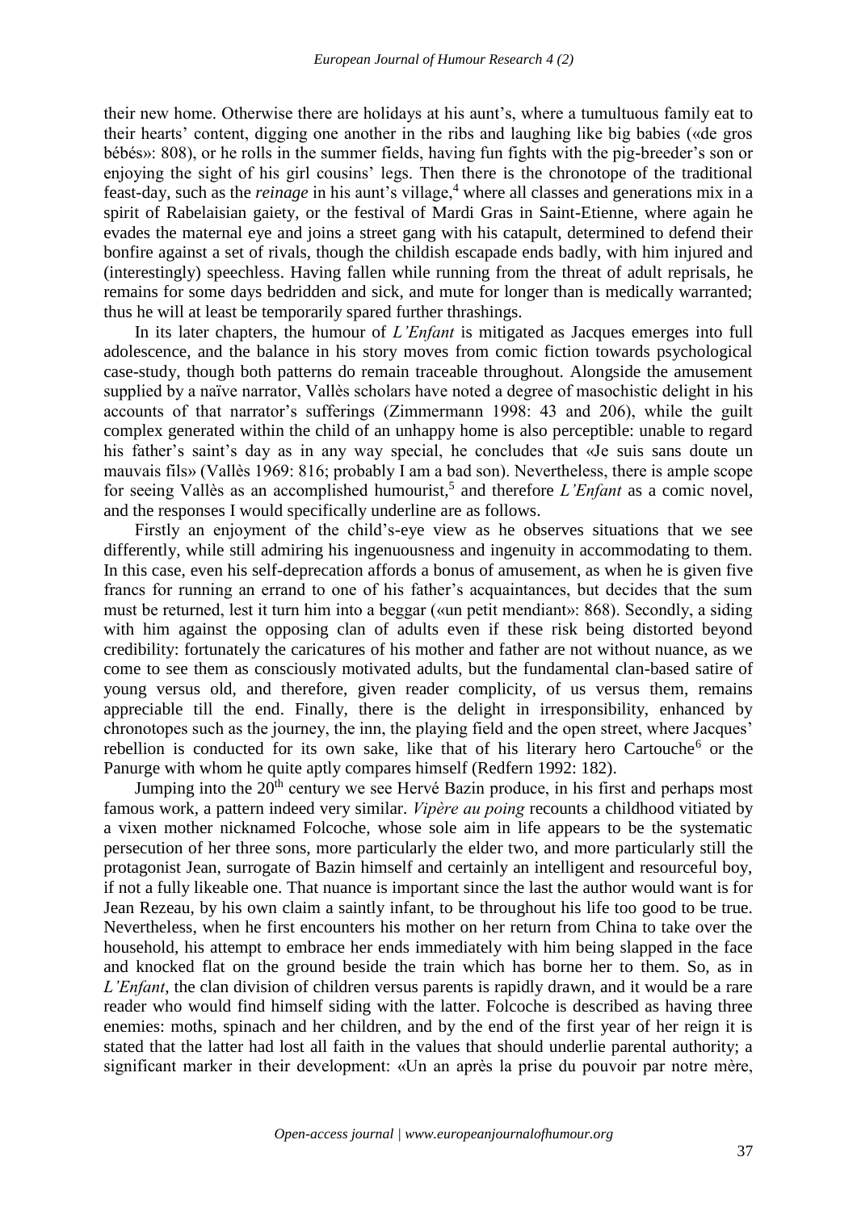their new home. Otherwise there are holidays at his aunt's, where a tumultuous family eat to their hearts' content, digging one another in the ribs and laughing like big babies («de gros bébés»: 808), or he rolls in the summer fields, having fun fights with the pig-breeder's son or enjoying the sight of his girl cousins' legs. Then there is the chronotope of the traditional feast-day, such as the *reinage* in his aunt's village,[4] where all classes and generations mix in a spirit of Rabelaisian gaiety, or the festival of Mardi Gras in Saint-Etienne, where again he evades the maternal eye and joins a street gang with his catapult, determined to defend their bonfire against a set of rivals, though the childish escapade ends badly, with him injured and (interestingly) speechless. Having fallen while running from the threat of adult reprisals, he remains for some days bedridden and sick, and mute for longer than is medically warranted; thus he will at least be temporarily spared further thrashings.

In its later chapters, the humour of *L'Enfant* is mitigated as Jacques emerges into full adolescence, and the balance in his story moves from comic fiction towards psychological case-study, though both patterns do remain traceable throughout. Alongside the amusement supplied by a naïve narrator, Vallès scholars have noted a degree of masochistic delight in his accounts of that narrator's sufferings (Zimmermann 1998: 43 and 206), while the guilt complex generated within the child of an unhappy home is also perceptible: unable to regard his father's saint's day as in any way special, he concludes that «Je suis sans doute un mauvais fils» (Vallès 1969: 816; probably I am a bad son). Nevertheless, there is ample scope for seeing Vallès as an accomplished humourist,[5] and therefore *L'Enfant* as a comic novel, and the responses I would specifically underline are as follows.

Firstly an enjoyment of the child's-eye view as he observes situations that we see differently, while still admiring his ingenuousness and ingenuity in accommodating to them. In this case, even his self-deprecation affords a bonus of amusement, as when he is given five francs for running an errand to one of his father's acquaintances, but decides that the sum must be returned, lest it turn him into a beggar («un petit mendiant»: 868). Secondly, a siding with him against the opposing clan of adults even if these risk being distorted beyond credibility: fortunately the caricatures of his mother and father are not without nuance, as we come to see them as consciously motivated adults, but the fundamental clan-based satire of young versus old, and therefore, given reader complicity, of us versus them, remains appreciable till the end. Finally, there is the delight in irresponsibility, enhanced by chronotopes such as the journey, the inn, the playing field and the open street, where Jacques' rebellion is conducted for its own sake, like that of his literary hero Cartouche[6] or the Panurge with whom he quite aptly compares himself (Redfern 1992: 182).

Jumping into the 20th century we see Hervé Bazin produce, in his first and perhaps most famous work, a pattern indeed very similar. *Vipère au poing* recounts a childhood vitiated by a vixen mother nicknamed Folcoche, whose sole aim in life appears to be the systematic persecution of her three sons, more particularly the elder two, and more particularly still the protagonist Jean, surrogate of Bazin himself and certainly an intelligent and resourceful boy, if not a fully likeable one. That nuance is important since the last the author would want is for Jean Rezeau, by his own claim a saintly infant, to be throughout his life too good to be true. Nevertheless, when he first encounters his mother on her return from China to take over the household, his attempt to embrace her ends immediately with him being slapped in the face and knocked flat on the ground beside the train which has borne her to them. So, as in *L'Enfant*, the clan division of children versus parents is rapidly drawn, and it would be a rare reader who would find himself siding with the latter. Folcoche is described as having three enemies: moths, spinach and her children, and by the end of the first year of her reign it is stated that the latter had lost all faith in the values that should underlie parental authority; a significant marker in their development: «Un an après la prise du pouvoir par notre mère,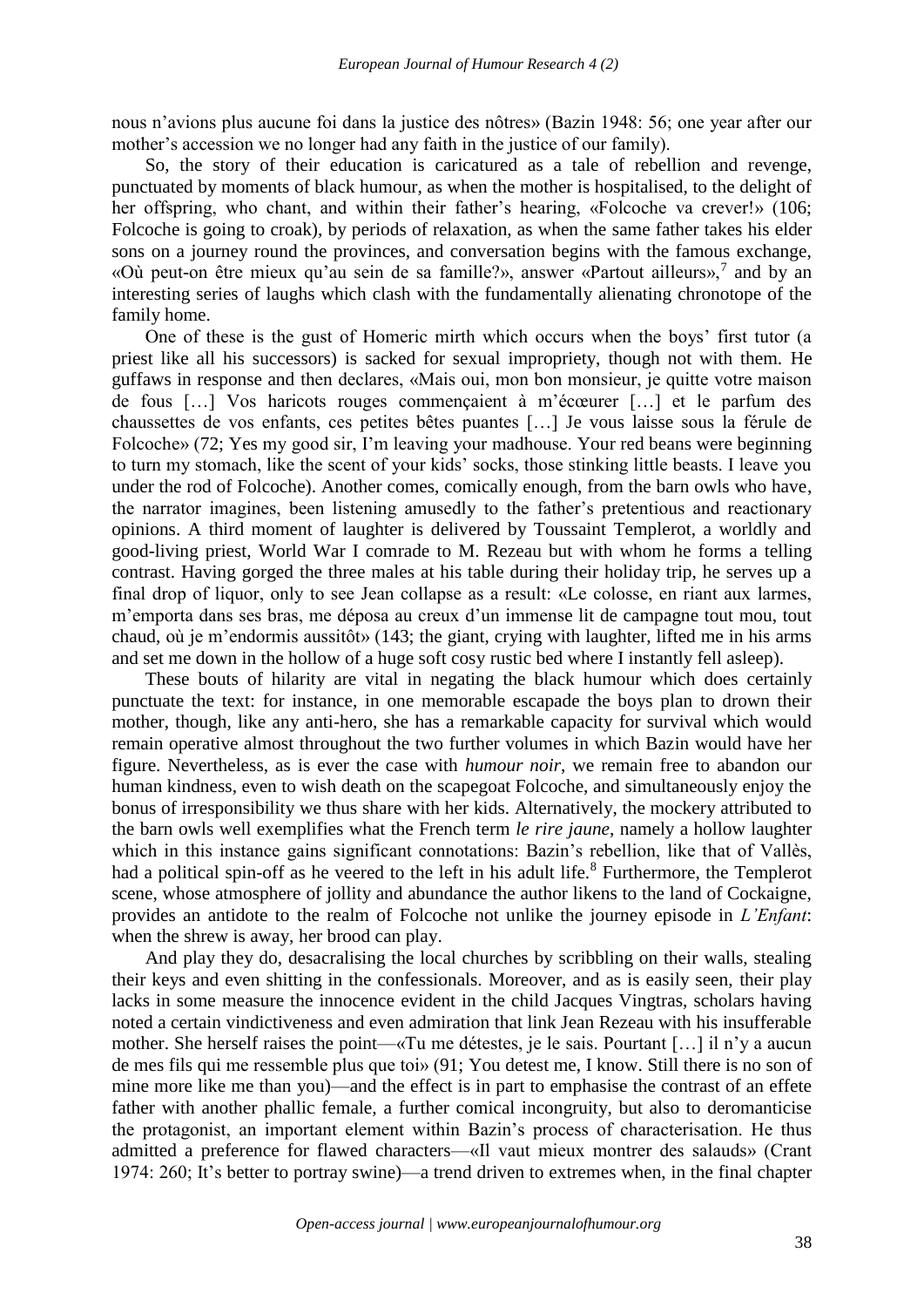nous n'avions plus aucune foi dans la justice des nôtres» (Bazin 1948: 56; one year after our mother's accession we no longer had any faith in the justice of our family).

So, the story of their education is caricatured as a tale of rebellion and revenge, punctuated by moments of black humour, as when the mother is hospitalised, to the delight of her offspring, who chant, and within their father's hearing, «Folcoche va crever!» (106; Folcoche is going to croak), by periods of relaxation, as when the same father takes his elder sons on a journey round the provinces, and conversation begins with the famous exchange, «Où peut-on être mieux qu'au sein de sa famille?», answer «Partout ailleurs»,[7] and by an interesting series of laughs which clash with the fundamentally alienating chronotope of the family home.

One of these is the gust of Homeric mirth which occurs when the boys' first tutor (a priest like all his successors) is sacked for sexual impropriety, though not with them. He guffaws in response and then declares, «Mais oui, mon bon monsieur, je quitte votre maison de fous […] Vos haricots rouges commençaient à m'écœurer […] et le parfum des chaussettes de vos enfants, ces petites bêtes puantes […] Je vous laisse sous la férule de Folcoche» (72; Yes my good sir, I'm leaving your madhouse. Your red beans were beginning to turn my stomach, like the scent of your kids' socks, those stinking little beasts. I leave you under the rod of Folcoche). Another comes, comically enough, from the barn owls who have, the narrator imagines, been listening amusedly to the father's pretentious and reactionary opinions. A third moment of laughter is delivered by Toussaint Templerot, a worldly and good-living priest, World War I comrade to M. Rezeau but with whom he forms a telling contrast. Having gorged the three males at his table during their holiday trip, he serves up a final drop of liquor, only to see Jean collapse as a result: «Le colosse, en riant aux larmes, m'emporta dans ses bras, me déposa au creux d'un immense lit de campagne tout mou, tout chaud, où je m'endormis aussitôt» (143; the giant, crying with laughter, lifted me in his arms and set me down in the hollow of a huge soft cosy rustic bed where I instantly fell asleep).

These bouts of hilarity are vital in negating the black humour which does certainly punctuate the text: for instance, in one memorable escapade the boys plan to drown their mother, though, like any anti-hero, she has a remarkable capacity for survival which would remain operative almost throughout the two further volumes in which Bazin would have her figure. Nevertheless, as is ever the case with *humour noir*, we remain free to abandon our human kindness, even to wish death on the scapegoat Folcoche, and simultaneously enjoy the bonus of irresponsibility we thus share with her kids. Alternatively, the mockery attributed to the barn owls well exemplifies what the French term *le rire jaune*, namely a hollow laughter which in this instance gains significant connotations: Bazin's rebellion, like that of Vallès, had a political spin-off as he veered to the left in his adult life.[8] Furthermore, the Templerot scene, whose atmosphere of jollity and abundance the author likens to the land of Cockaigne, provides an antidote to the realm of Folcoche not unlike the journey episode in *L'Enfant*: when the shrew is away, her brood can play.

And play they do, desacralising the local churches by scribbling on their walls, stealing their keys and even shitting in the confessionals. Moreover, and as is easily seen, their play lacks in some measure the innocence evident in the child Jacques Vingtras, scholars having noted a certain vindictiveness and even admiration that link Jean Rezeau with his insufferable mother. She herself raises the point—«Tu me détestes, je le sais. Pourtant […] il n'y a aucun de mes fils qui me ressemble plus que toi» (91; You detest me, I know. Still there is no son of mine more like me than you)—and the effect is in part to emphasise the contrast of an effete father with another phallic female, a further comical incongruity, but also to deromanticise the protagonist, an important element within Bazin's process of characterisation. He thus admitted a preference for flawed characters—«Il vaut mieux montrer des salauds» (Crant 1974: 260; It's better to portray swine)—a trend driven to extremes when, in the final chapter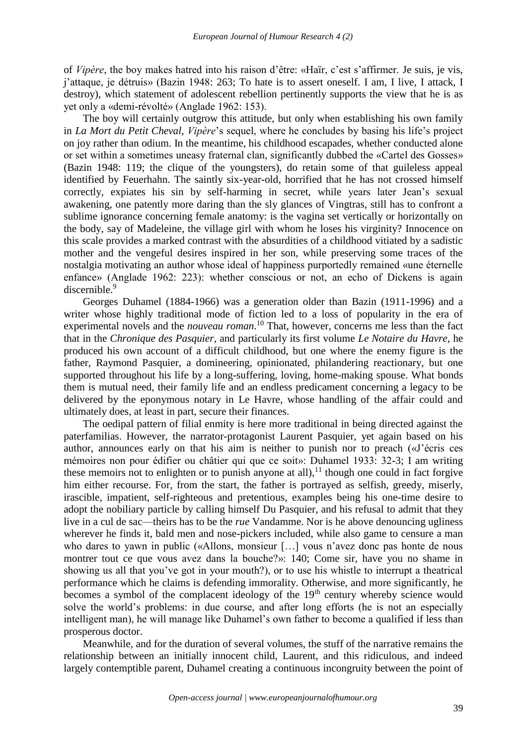of *Vipère*, the boy makes hatred into his raison d'être: «Haïr, c'est s'affirmer. Je suis, je vis, j'attaque, je détruis» (Bazin 1948: 263; To hate is to assert oneself. I am, I live, I attack, I destroy), which statement of adolescent rebellion pertinently supports the view that he is as yet only a «demi-révolté» (Anglade 1962: 153).

The boy will certainly outgrow this attitude, but only when establishing his own family in *La Mort du Petit Cheval*, *Vipère*'s sequel, where he concludes by basing his life's project on joy rather than odium. In the meantime, his childhood escapades, whether conducted alone or set within a sometimes uneasy fraternal clan, significantly dubbed the «Cartel des Gosses» (Bazin 1948: 119; the clique of the youngsters), do retain some of that guileless appeal identified by Feuerhahn. The saintly six-year-old, horrified that he has not crossed himself correctly, expiates his sin by self-harming in secret, while years later Jean's sexual awakening, one patently more daring than the sly glances of Vingtras, still has to confront a sublime ignorance concerning female anatomy: is the vagina set vertically or horizontally on the body, say of Madeleine, the village girl with whom he loses his virginity? Innocence on this scale provides a marked contrast with the absurdities of a childhood vitiated by a sadistic mother and the vengeful desires inspired in her son, while preserving some traces of the nostalgia motivating an author whose ideal of happiness purportedly remained «une éternelle enfance» (Anglade 1962: 223): whether conscious or not, an echo of Dickens is again discernible.[9]

Georges Duhamel (1884-1966) was a generation older than Bazin (1911-1996) and a writer whose highly traditional mode of fiction led to a loss of popularity in the era of experimental novels and the *nouveau roman*.[10] That, however, concerns me less than the fact that in the *Chronique des Pasquier*, and particularly its first volume *Le Notaire du Havre*, he produced his own account of a difficult childhood, but one where the enemy figure is the father, Raymond Pasquier, a domineering, opinionated, philandering reactionary, but one supported throughout his life by a long-suffering, loving, home-making spouse. What bonds them is mutual need, their family life and an endless predicament concerning a legacy to be delivered by the eponymous notary in Le Havre, whose handling of the affair could and ultimately does, at least in part, secure their finances.

The oedipal pattern of filial enmity is here more traditional in being directed against the paterfamilias. However, the narrator-protagonist Laurent Pasquier, yet again based on his author, announces early on that his aim is neither to punish nor to preach («J'écris ces mémoires non pour édifier ou châtier qui que ce soit»: Duhamel 1933: 32-3; I am writing these memoirs not to enlighten or to punish anyone at all),[11] though one could in fact forgive him either recourse. For, from the start, the father is portrayed as selfish, greedy, miserly, irascible, impatient, self-righteous and pretentious, examples being his one-time desire to adopt the nobiliary particle by calling himself Du Pasquier, and his refusal to admit that they live in a cul de sac—theirs has to be the *rue* Vandamme. Nor is he above denouncing ugliness wherever he finds it, bald men and nose-pickers included, while also game to censure a man who dares to yawn in public («Allons, monsieur […] vous n'avez donc pas honte de nous montrer tout ce que vous avez dans la bouche?»: 140; Come sir, have you no shame in showing us all that you've got in your mouth?), or to use his whistle to interrupt a theatrical performance which he claims is defending immorality. Otherwise, and more significantly, he becomes a symbol of the complacent ideology of the 19th century whereby science would solve the world's problems: in due course, and after long efforts (he is not an especially intelligent man), he will manage like Duhamel's own father to become a qualified if less than prosperous doctor.

Meanwhile, and for the duration of several volumes, the stuff of the narrative remains the relationship between an initially innocent child, Laurent, and this ridiculous, and indeed largely contemptible parent, Duhamel creating a continuous incongruity between the point of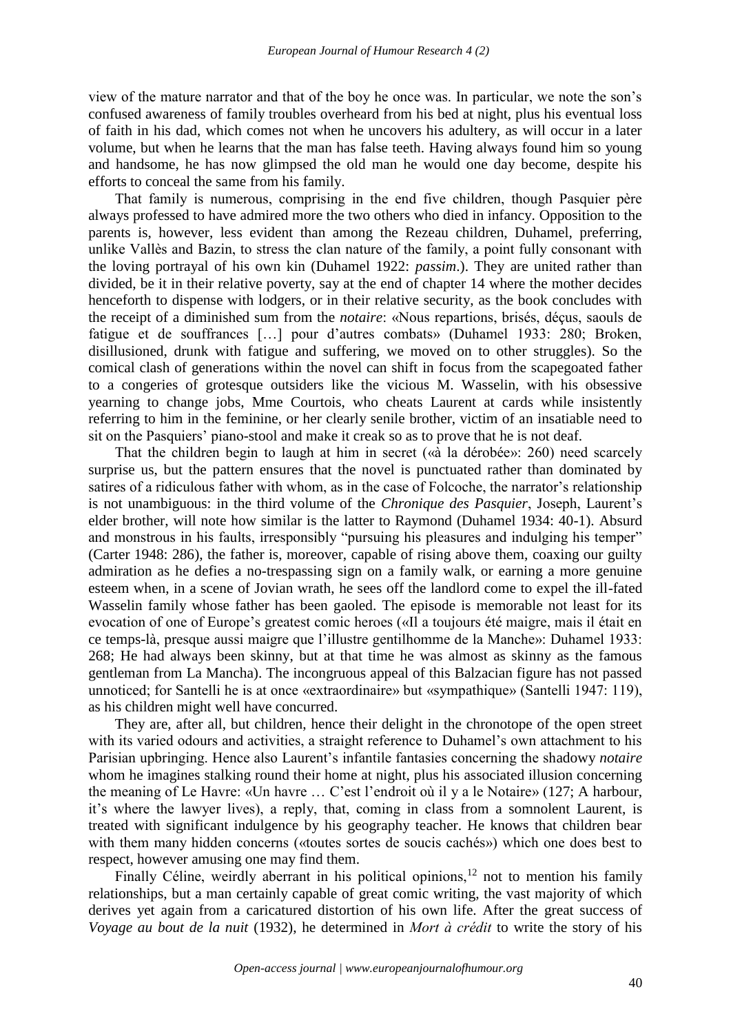view of the mature narrator and that of the boy he once was. In particular, we note the son's confused awareness of family troubles overheard from his bed at night, plus his eventual loss of faith in his dad, which comes not when he uncovers his adultery, as will occur in a later volume, but when he learns that the man has false teeth. Having always found him so young and handsome, he has now glimpsed the old man he would one day become, despite his efforts to conceal the same from his family.

That family is numerous, comprising in the end five children, though Pasquier père always professed to have admired more the two others who died in infancy. Opposition to the parents is, however, less evident than among the Rezeau children, Duhamel, preferring, unlike Vallès and Bazin, to stress the clan nature of the family, a point fully consonant with the loving portrayal of his own kin (Duhamel 1922: *passim*.). They are united rather than divided, be it in their relative poverty, say at the end of chapter 14 where the mother decides henceforth to dispense with lodgers, or in their relative security, as the book concludes with the receipt of a diminished sum from the *notaire*: «Nous repartions, brisés, déçus, saouls de fatigue et de souffrances […] pour d'autres combats» (Duhamel 1933: 280; Broken, disillusioned, drunk with fatigue and suffering, we moved on to other struggles). So the comical clash of generations within the novel can shift in focus from the scapegoated father to a congeries of grotesque outsiders like the vicious M. Wasselin, with his obsessive yearning to change jobs, Mme Courtois, who cheats Laurent at cards while insistently referring to him in the feminine, or her clearly senile brother, victim of an insatiable need to sit on the Pasquiers' piano-stool and make it creak so as to prove that he is not deaf.

That the children begin to laugh at him in secret («à la dérobée»: 260) need scarcely surprise us, but the pattern ensures that the novel is punctuated rather than dominated by satires of a ridiculous father with whom, as in the case of Folcoche, the narrator's relationship is not unambiguous: in the third volume of the *Chronique des Pasquier*, Joseph, Laurent's elder brother, will note how similar is the latter to Raymond (Duhamel 1934: 40-1). Absurd and monstrous in his faults, irresponsibly "pursuing his pleasures and indulging his temper" (Carter 1948: 286), the father is, moreover, capable of rising above them, coaxing our guilty admiration as he defies a no-trespassing sign on a family walk, or earning a more genuine esteem when, in a scene of Jovian wrath, he sees off the landlord come to expel the ill-fated Wasselin family whose father has been gaoled. The episode is memorable not least for its evocation of one of Europe's greatest comic heroes («Il a toujours été maigre, mais il était en ce temps-là, presque aussi maigre que l'illustre gentilhomme de la Manche»: Duhamel 1933: 268; He had always been skinny, but at that time he was almost as skinny as the famous gentleman from La Mancha). The incongruous appeal of this Balzacian figure has not passed unnoticed; for Santelli he is at once «extraordinaire» but «sympathique» (Santelli 1947: 119), as his children might well have concurred.

They are, after all, but children, hence their delight in the chronotope of the open street with its varied odours and activities, a straight reference to Duhamel's own attachment to his Parisian upbringing. Hence also Laurent's infantile fantasies concerning the shadowy *notaire* whom he imagines stalking round their home at night, plus his associated illusion concerning the meaning of Le Havre: «Un havre … C'est l'endroit où il y a le Notaire» (127; A harbour, it's where the lawyer lives), a reply, that, coming in class from a somnolent Laurent, is treated with significant indulgence by his geography teacher. He knows that children bear with them many hidden concerns («toutes sortes de soucis cachés») which one does best to respect, however amusing one may find them.

Finally Céline, weirdly aberrant in his political opinions,[12] not to mention his family relationships, but a man certainly capable of great comic writing, the vast majority of which derives yet again from a caricatured distortion of his own life. After the great success of *Voyage au bout de la nuit* (1932), he determined in *Mort à crédit* to write the story of his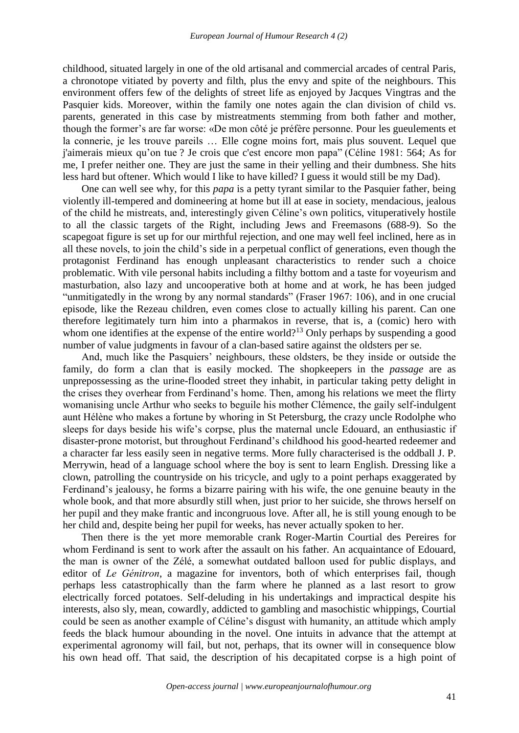childhood, situated largely in one of the old artisanal and commercial arcades of central Paris, a chronotope vitiated by poverty and filth, plus the envy and spite of the neighbours. This environment offers few of the delights of street life as enjoyed by Jacques Vingtras and the Pasquier kids. Moreover, within the family one notes again the clan division of child vs. parents, generated in this case by mistreatments stemming from both father and mother, though the former's are far worse: «De mon côté je préfère personne. Pour les gueulements et la connerie, je les trouve pareils … Elle cogne moins fort, mais plus souvent. Lequel que j'aimerais mieux qu'on tue ? Je crois que c'est encore mon papa" (Céline 1981: 564; As for me, I prefer neither one. They are just the same in their yelling and their dumbness. She hits less hard but oftener. Which would I like to have killed? I guess it would still be my Dad).

One can well see why, for this *papa* is a petty tyrant similar to the Pasquier father, being violently ill-tempered and domineering at home but ill at ease in society, mendacious, jealous of the child he mistreats, and, interestingly given Céline's own politics, vituperatively hostile to all the classic targets of the Right, including Jews and Freemasons (688-9). So the scapegoat figure is set up for our mirthful rejection, and one may well feel inclined, here as in all these novels, to join the child's side in a perpetual conflict of generations, even though the protagonist Ferdinand has enough unpleasant characteristics to render such a choice problematic. With vile personal habits including a filthy bottom and a taste for voyeurism and masturbation, also lazy and uncooperative both at home and at work, he has been judged "unmitigatedly in the wrong by any normal standards" (Fraser 1967: 106), and in one crucial episode, like the Rezeau children, even comes close to actually killing his parent. Can one therefore legitimately turn him into a pharmakos in reverse, that is, a (comic) hero with whom one identifies at the expense of the entire world?[13] Only perhaps by suspending a good number of value judgments in favour of a clan-based satire against the oldsters per se.

And, much like the Pasquiers' neighbours, these oldsters, be they inside or outside the family, do form a clan that is easily mocked. The shopkeepers in the *passage* are as unprepossessing as the urine-flooded street they inhabit, in particular taking petty delight in the crises they overhear from Ferdinand's home. Then, among his relations we meet the flirty womanising uncle Arthur who seeks to beguile his mother Clémence, the gaily self-indulgent aunt Hélène who makes a fortune by whoring in St Petersburg, the crazy uncle Rodolphe who sleeps for days beside his wife's corpse, plus the maternal uncle Edouard, an enthusiastic if disaster-prone motorist, but throughout Ferdinand's childhood his good-hearted redeemer and a character far less easily seen in negative terms. More fully characterised is the oddball J. P. Merrywin, head of a language school where the boy is sent to learn English. Dressing like a clown, patrolling the countryside on his tricycle, and ugly to a point perhaps exaggerated by Ferdinand's jealousy, he forms a bizarre pairing with his wife, the one genuine beauty in the whole book, and that more absurdly still when, just prior to her suicide, she throws herself on her pupil and they make frantic and incongruous love. After all, he is still young enough to be her child and, despite being her pupil for weeks, has never actually spoken to her.

Then there is the yet more memorable crank Roger-Martin Courtial des Pereires for whom Ferdinand is sent to work after the assault on his father. An acquaintance of Edouard, the man is owner of the Zélé, a somewhat outdated balloon used for public displays, and editor of *Le Génitron*, a magazine for inventors, both of which enterprises fail, though perhaps less catastrophically than the farm where he planned as a last resort to grow electrically forced potatoes. Self-deluding in his undertakings and impractical despite his interests, also sly, mean, cowardly, addicted to gambling and masochistic whippings, Courtial could be seen as another example of Céline's disgust with humanity, an attitude which amply feeds the black humour abounding in the novel. One intuits in advance that the attempt at experimental agronomy will fail, but not, perhaps, that its owner will in consequence blow his own head off. That said, the description of his decapitated corpse is a high point of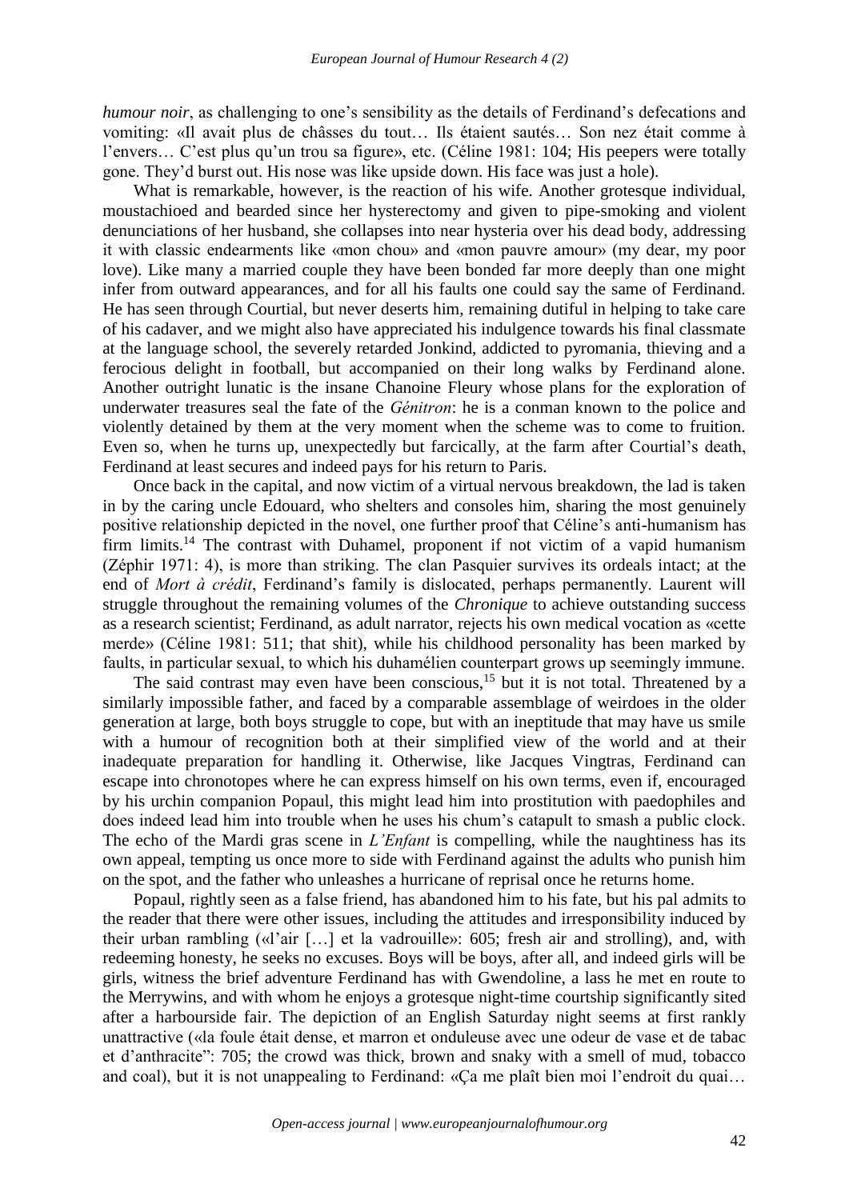*humour noir*, as challenging to one's sensibility as the details of Ferdinand's defecations and vomiting: «Il avait plus de châsses du tout… Ils étaient sautés… Son nez était comme à l'envers… C'est plus qu'un trou sa figure», etc. (Céline 1981: 104; His peepers were totally gone. They'd burst out. His nose was like upside down. His face was just a hole).

What is remarkable, however, is the reaction of his wife. Another grotesque individual, moustachioed and bearded since her hysterectomy and given to pipe-smoking and violent denunciations of her husband, she collapses into near hysteria over his dead body, addressing it with classic endearments like «mon chou» and «mon pauvre amour» (my dear, my poor love). Like many a married couple they have been bonded far more deeply than one might infer from outward appearances, and for all his faults one could say the same of Ferdinand. He has seen through Courtial, but never deserts him, remaining dutiful in helping to take care of his cadaver, and we might also have appreciated his indulgence towards his final classmate at the language school, the severely retarded Jonkind, addicted to pyromania, thieving and a ferocious delight in football, but accompanied on their long walks by Ferdinand alone. Another outright lunatic is the insane Chanoine Fleury whose plans for the exploration of underwater treasures seal the fate of the *Génitron*: he is a conman known to the police and violently detained by them at the very moment when the scheme was to come to fruition. Even so, when he turns up, unexpectedly but farcically, at the farm after Courtial's death, Ferdinand at least secures and indeed pays for his return to Paris.

Once back in the capital, and now victim of a virtual nervous breakdown, the lad is taken in by the caring uncle Edouard, who shelters and consoles him, sharing the most genuinely positive relationship depicted in the novel, one further proof that Céline's anti-humanism has firm limits.[14] The contrast with Duhamel, proponent if not victim of a vapid humanism (Zéphir 1971: 4), is more than striking. The clan Pasquier survives its ordeals intact; at the end of *Mort à crédit*, Ferdinand's family is dislocated, perhaps permanently. Laurent will struggle throughout the remaining volumes of the *Chronique* to achieve outstanding success as a research scientist; Ferdinand, as adult narrator, rejects his own medical vocation as «cette merde» (Céline 1981: 511; that shit), while his childhood personality has been marked by faults, in particular sexual, to which his duhamélien counterpart grows up seemingly immune.

The said contrast may even have been conscious,[15] but it is not total. Threatened by a similarly impossible father, and faced by a comparable assemblage of weirdoes in the older generation at large, both boys struggle to cope, but with an ineptitude that may have us smile with a humour of recognition both at their simplified view of the world and at their inadequate preparation for handling it. Otherwise, like Jacques Vingtras, Ferdinand can escape into chronotopes where he can express himself on his own terms, even if, encouraged by his urchin companion Popaul, this might lead him into prostitution with paedophiles and does indeed lead him into trouble when he uses his chum's catapult to smash a public clock. The echo of the Mardi gras scene in *L'Enfant* is compelling, while the naughtiness has its own appeal, tempting us once more to side with Ferdinand against the adults who punish him on the spot, and the father who unleashes a hurricane of reprisal once he returns home.

Popaul, rightly seen as a false friend, has abandoned him to his fate, but his pal admits to the reader that there were other issues, including the attitudes and irresponsibility induced by their urban rambling («l'air […] et la vadrouille»: 605; fresh air and strolling), and, with redeeming honesty, he seeks no excuses. Boys will be boys, after all, and indeed girls will be girls, witness the brief adventure Ferdinand has with Gwendoline, a lass he met en route to the Merrywins, and with whom he enjoys a grotesque night-time courtship significantly sited after a harbourside fair. The depiction of an English Saturday night seems at first rankly unattractive («la foule était dense, et marron et onduleuse avec une odeur de vase et de tabac et d'anthracite": 705; the crowd was thick, brown and snaky with a smell of mud, tobacco and coal), but it is not unappealing to Ferdinand: «Ça me plaît bien moi l'endroit du quai…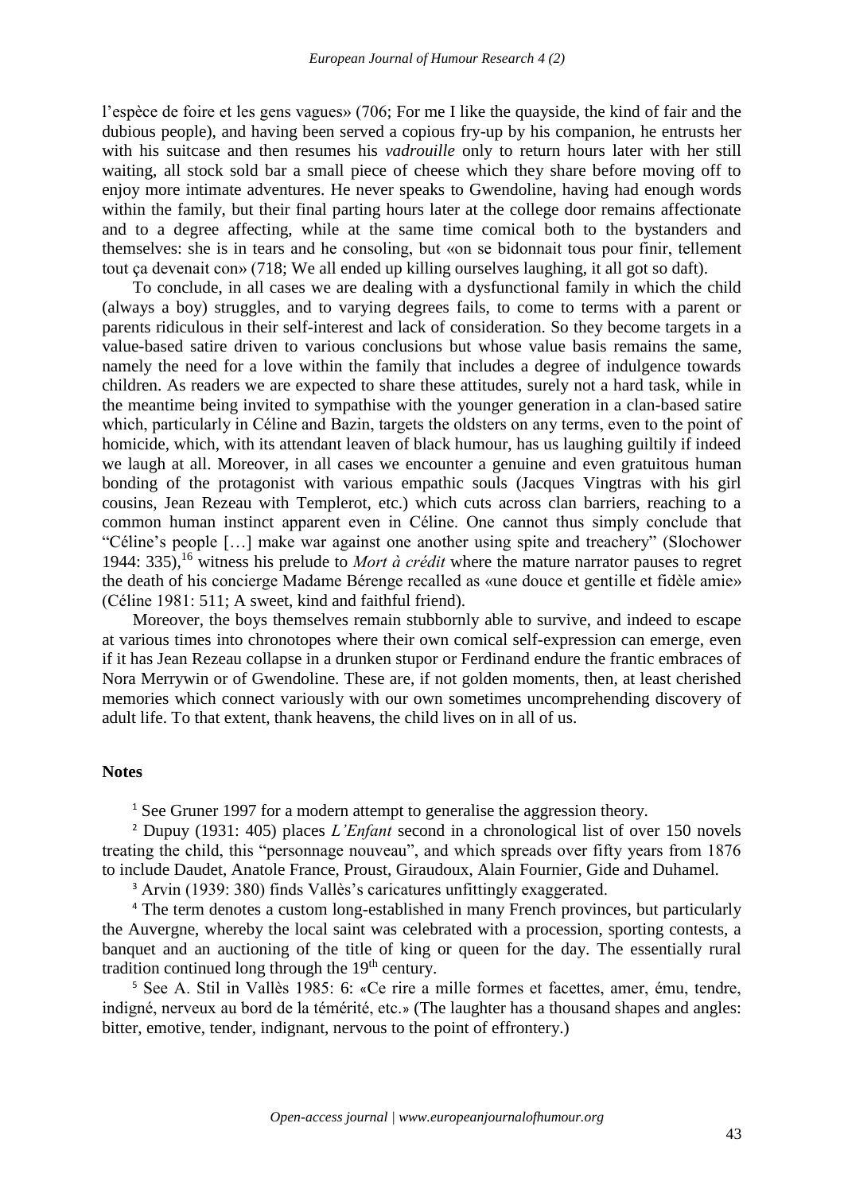l'espèce de foire et les gens vagues» (706; For me I like the quayside, the kind of fair and the dubious people), and having been served a copious fry-up by his companion, he entrusts her with his suitcase and then resumes his *vadrouille* only to return hours later with her still waiting, all stock sold bar a small piece of cheese which they share before moving off to enjoy more intimate adventures. He never speaks to Gwendoline, having had enough words within the family, but their final parting hours later at the college door remains affectionate and to a degree affecting, while at the same time comical both to the bystanders and themselves: she is in tears and he consoling, but «on se bidonnait tous pour finir, tellement tout ça devenait con» (718; We all ended up killing ourselves laughing, it all got so daft).

To conclude, in all cases we are dealing with a dysfunctional family in which the child (always a boy) struggles, and to varying degrees fails, to come to terms with a parent or parents ridiculous in their self-interest and lack of consideration. So they become targets in a value-based satire driven to various conclusions but whose value basis remains the same, namely the need for a love within the family that includes a degree of indulgence towards children. As readers we are expected to share these attitudes, surely not a hard task, while in the meantime being invited to sympathise with the younger generation in a clan-based satire which, particularly in Céline and Bazin, targets the oldsters on any terms, even to the point of homicide, which, with its attendant leaven of black humour, has us laughing guiltily if indeed we laugh at all. Moreover, in all cases we encounter a genuine and even gratuitous human bonding of the protagonist with various empathic souls (Jacques Vingtras with his girl cousins, Jean Rezeau with Templerot, etc.) which cuts across clan barriers, reaching to a common human instinct apparent even in Céline. One cannot thus simply conclude that "Céline's people […] make war against one another using spite and treachery" (Slochower 1944: 335),[16] witness his prelude to *Mort à crédit* where the mature narrator pauses to regret the death of his concierge Madame Bérenge recalled as «une douce et gentille et fidèle amie» (Céline 1981: 511; A sweet, kind and faithful friend).

Moreover, the boys themselves remain stubbornly able to survive, and indeed to escape at various times into chronotopes where their own comical self-expression can emerge, even if it has Jean Rezeau collapse in a drunken stupor or Ferdinand endure the frantic embraces of Nora Merrywin or of Gwendoline. These are, if not golden moments, then, at least cherished memories which connect variously with our own sometimes uncomprehending discovery of adult life. To that extent, thank heavens, the child lives on in all of us.

## Notes

[1] See Gruner 1997 for a modern attempt to generalise the aggression theory.

[2] Dupuy (1931: 405) places *L'Enfant* second in a chronological list of over 150 novels treating the child, this "personnage nouveau", and which spreads over fifty years from 1876 to include Daudet, Anatole France, Proust, Giraudoux, Alain Fournier, Gide and Duhamel.

[3] Arvin (1939: 380) finds Vallès's caricatures unfittingly exaggerated.

[4] The term denotes a custom long-established in many French provinces, but particularly the Auvergne, whereby the local saint was celebrated with a procession, sporting contests, a banquet and an auctioning of the title of king or queen for the day. The essentially rural tradition continued long through the 19th century.

[5] See A. Stil in Vallès 1985: 6: «Ce rire a mille formes et facettes, amer, ému, tendre, indigné, nerveux au bord de la témérité, etc.» (The laughter has a thousand shapes and angles: bitter, emotive, tender, indignant, nervous to the point of effrontery.)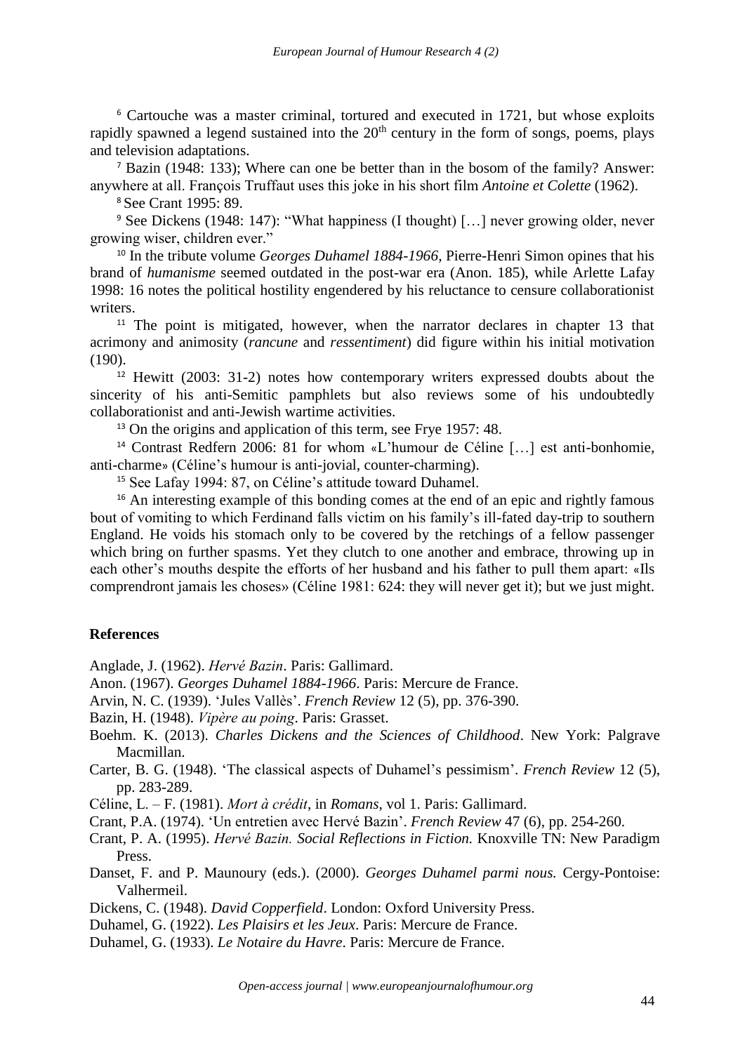[6] Cartouche was a master criminal, tortured and executed in 1721, but whose exploits rapidly spawned a legend sustained into the 20th century in the form of songs, poems, plays and television adaptations.

[7] Bazin (1948: 133); Where can one be better than in the bosom of the family? Answer: anywhere at all. François Truffaut uses this joke in his short film *Antoine et Colette* (1962).

[8] See Crant 1995: 89.

[9] See Dickens (1948: 147): "What happiness (I thought) […] never growing older, never growing wiser, children ever."

[10] In the tribute volume *Georges Duhamel 1884-1966*, Pierre-Henri Simon opines that his brand of *humanisme* seemed outdated in the post-war era (Anon. 185), while Arlette Lafay 1998: 16 notes the political hostility engendered by his reluctance to censure collaborationist writers.

[11] The point is mitigated, however, when the narrator declares in chapter 13 that acrimony and animosity (*rancune* and *ressentiment*) did figure within his initial motivation (190).

[12] Hewitt (2003: 31-2) notes how contemporary writers expressed doubts about the sincerity of his anti-Semitic pamphlets but also reviews some of his undoubtedly collaborationist and anti-Jewish wartime activities.

[13] On the origins and application of this term, see Frye 1957: 48.

[14] Contrast Redfern 2006: 81 for whom «L'humour de Céline […] est anti-bonhomie, anti-charme» (Céline's humour is anti-jovial, counter-charming).

[15] See Lafay 1994: 87, on Céline's attitude toward Duhamel.

[16] An interesting example of this bonding comes at the end of an epic and rightly famous bout of vomiting to which Ferdinand falls victim on his family's ill-fated day-trip to southern England. He voids his stomach only to be covered by the retchings of a fellow passenger which bring on further spasms. Yet they clutch to one another and embrace, throwing up in each other's mouths despite the efforts of her husband and his father to pull them apart: «Ils comprendront jamais les choses» (Céline 1981: 624: they will never get it); but we just might.

## References

Anglade, J. (1962). *Hervé Bazin*. Paris: Gallimard.

Anon. (1967). *Georges Duhamel 1884-1966*. Paris: Mercure de France.

Arvin, N. C. (1939). 'Jules Vallès'. *French Review* 12 (5), pp. 376-390.

Bazin, H. (1948). *Vipère au poing*. Paris: Grasset.

Boehm. K. (2013). *Charles Dickens and the Sciences of Childhood*. New York: Palgrave Macmillan.

Carter, B. G. (1948). 'The classical aspects of Duhamel's pessimism'. *French Review* 12 (5), pp. 283-289.

Céline, L. – F. (1981). *Mort à crédit*, in *Romans*, vol 1. Paris: Gallimard.

Crant, P.A. (1974). 'Un entretien avec Hervé Bazin'. *French Review* 47 (6), pp. 254-260.

Crant, P. A. (1995). *Hervé Bazin. Social Reflections in Fiction.* Knoxville TN: New Paradigm Press.

Danset, F. and P. Maunoury (eds.). (2000). *Georges Duhamel parmi nous.* Cergy-Pontoise: Valhermeil.

Dickens, C. (1948). *David Copperfield*. London: Oxford University Press.

Duhamel, G. (1922). *Les Plaisirs et les Jeux*. Paris: Mercure de France.

Duhamel, G. (1933). *Le Notaire du Havre*. Paris: Mercure de France.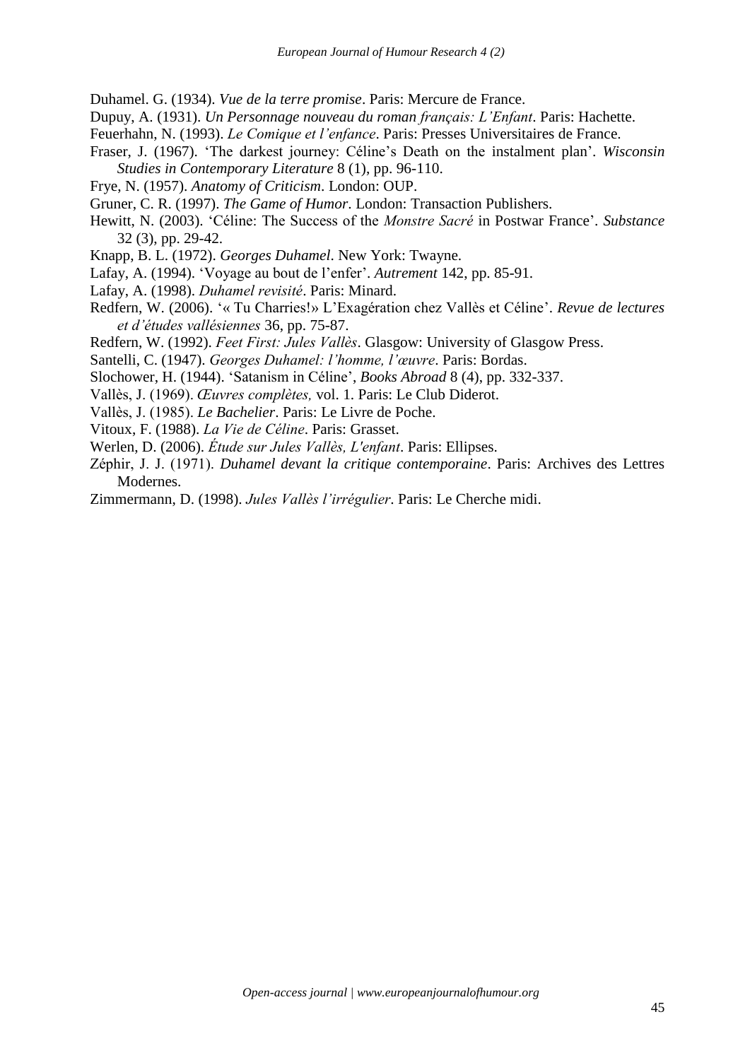Duhamel. G. (1934). *Vue de la terre promise*. Paris: Mercure de France.

Dupuy, A. (1931). *Un Personnage nouveau du roman français: L'Enfant*. Paris: Hachette.

Feuerhahn, N. (1993). *Le Comique et l'enfance*. Paris: Presses Universitaires de France.

Fraser, J. (1967). 'The darkest journey: Céline's Death on the instalment plan'. *Wisconsin Studies in Contemporary Literature* 8 (1), pp. 96-110.

Frye, N. (1957). *Anatomy of Criticism*. London: OUP.

Gruner, C. R. (1997). *The Game of Humor*. London: Transaction Publishers.

Hewitt, N. (2003). 'Céline: The Success of the *Monstre Sacré* in Postwar France'. *Substance* 32 (3), pp. 29-42.

Knapp, B. L. (1972). *Georges Duhamel*. New York: Twayne.

Lafay, A. (1994). 'Voyage au bout de l'enfer'. *Autrement* 142, pp. 85-91.

Lafay, A. (1998). *Duhamel revisité*. Paris: Minard.

Redfern, W. (2006). '« Tu Charries!» L'Exagération chez Vallès et Céline'. *Revue de lectures et d'études vallésiennes* 36, pp. 75-87.

Redfern, W. (1992). *Feet First: Jules Vallès*. Glasgow: University of Glasgow Press.

Santelli, C. (1947). *Georges Duhamel: l'homme, l'œuvre*. Paris: Bordas.

Slochower, H. (1944). 'Satanism in Céline', *Books Abroad* 8 (4), pp. 332-337.

Vallès, J. (1969). *Œuvres complètes,* vol. 1. Paris: Le Club Diderot.

Vallès, J. (1985). *Le Bachelier*. Paris: Le Livre de Poche.

Vitoux, F. (1988). *La Vie de Céline*. Paris: Grasset.

Werlen, D. (2006). *Étude sur Jules Vallès, L'enfant*. Paris: Ellipses.

Zéphir, J. J. (1971). *Duhamel devant la critique contemporaine*. Paris: Archives des Lettres Modernes.

Zimmermann, D. (1998). *Jules Vallès l'irrégulier*. Paris: Le Cherche midi.